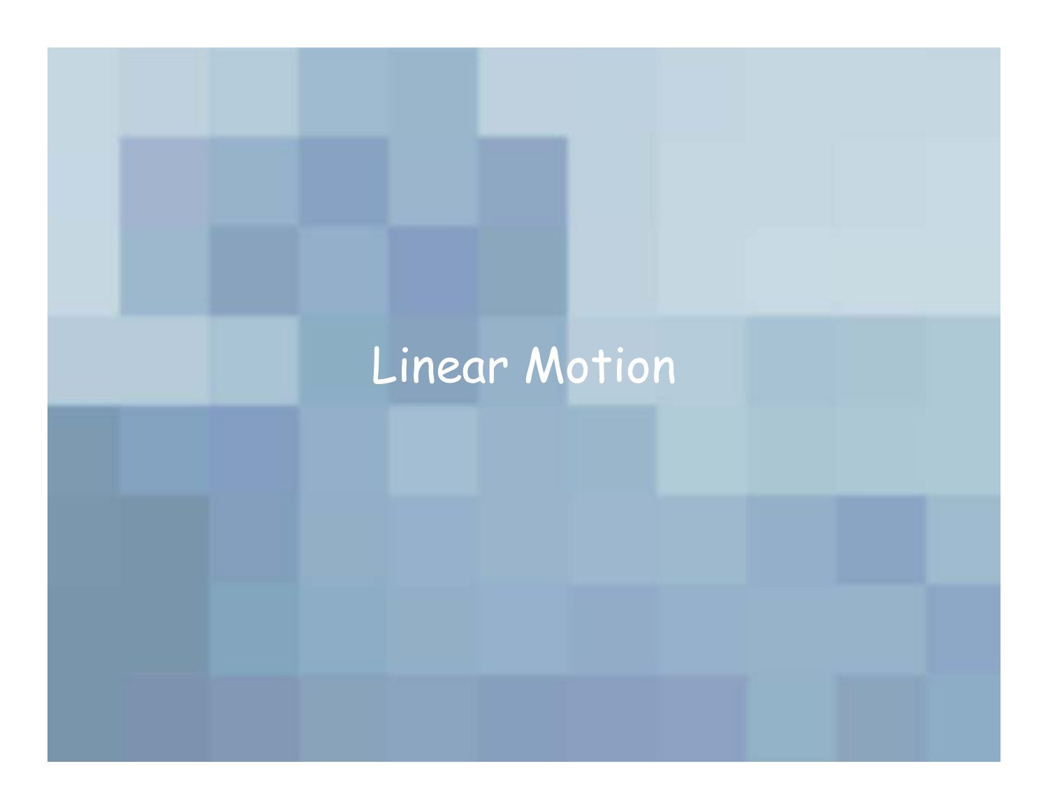# Linear Motion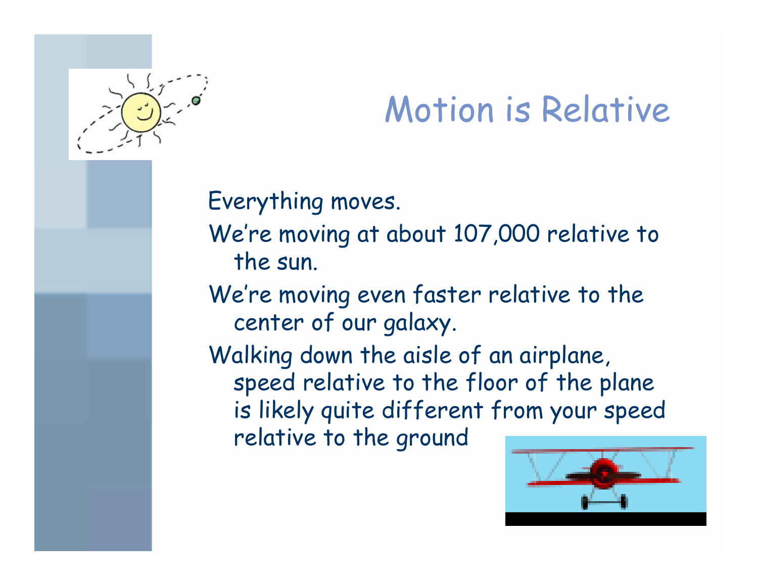# Motion is Relative

Everything moves.

We're moving at about 107,000 relative to the sun.

We're moving even faster relative to the center of our galaxy.

Walking down the aisle of an airplane, speed relative to the floor of the plane is likely quite different from your speed relative to the ground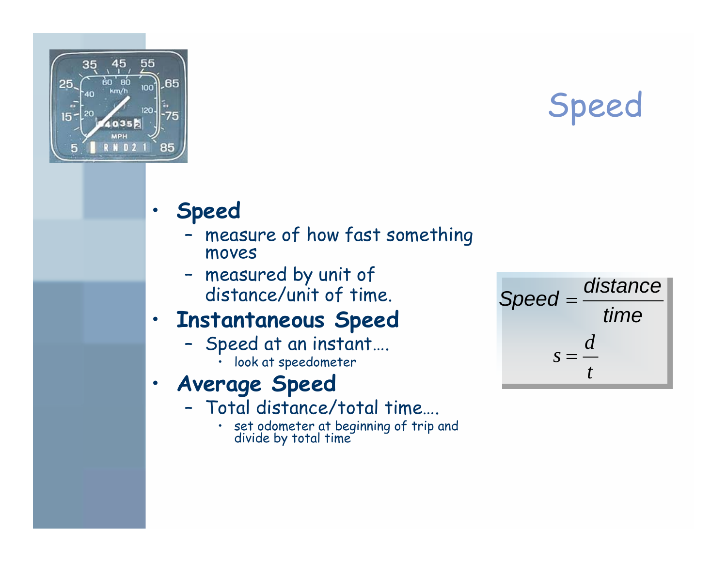# Speed

- **Speed**
  - measure of how fast something moves
  - measured by unit of distance/unit of time.
- **Instantaneous Speed**
  - Speed at an instant….
    - look at speedometer
- ***Average Speed***
  - Total distance/total time….
    - set odometer at beginning of trip and divide by total time

$$Speed = \frac{distance}{time}$$

$$s = \frac{d}{t}$$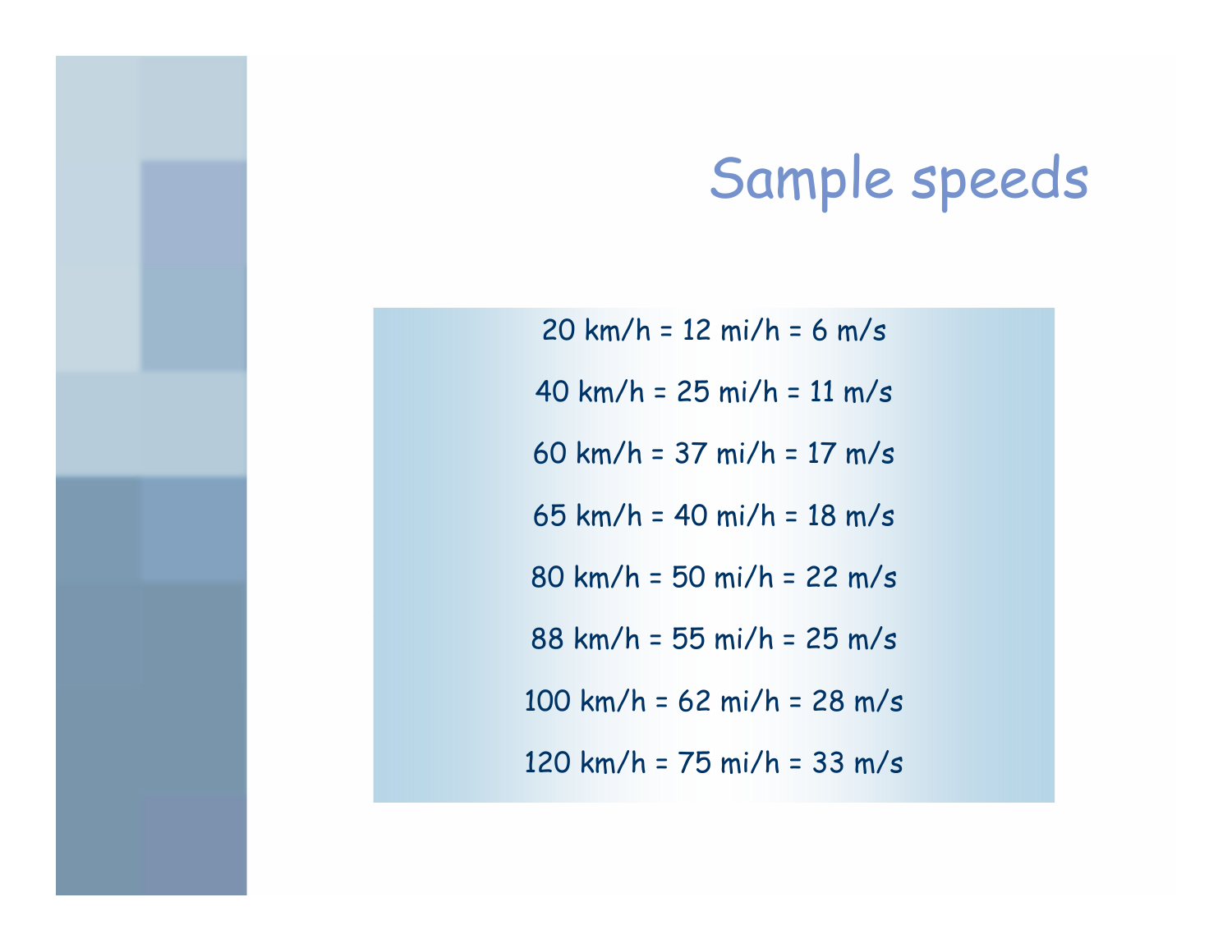# Sample speeds

20 km/h = 12 mi/h = 6 m/s

40 km/h = 25 mi/h = 11 m/s

60 km/h = 37 mi/h = 17 m/s

65 km/h = 40 mi/h = 18 m/s

80 km/h = 50 mi/h = 22 m/s

88 km/h = 55 mi/h = 25 m/s

100 km/h = 62 mi/h = 28 m/s

120 km/h = 75 mi/h = 33 m/s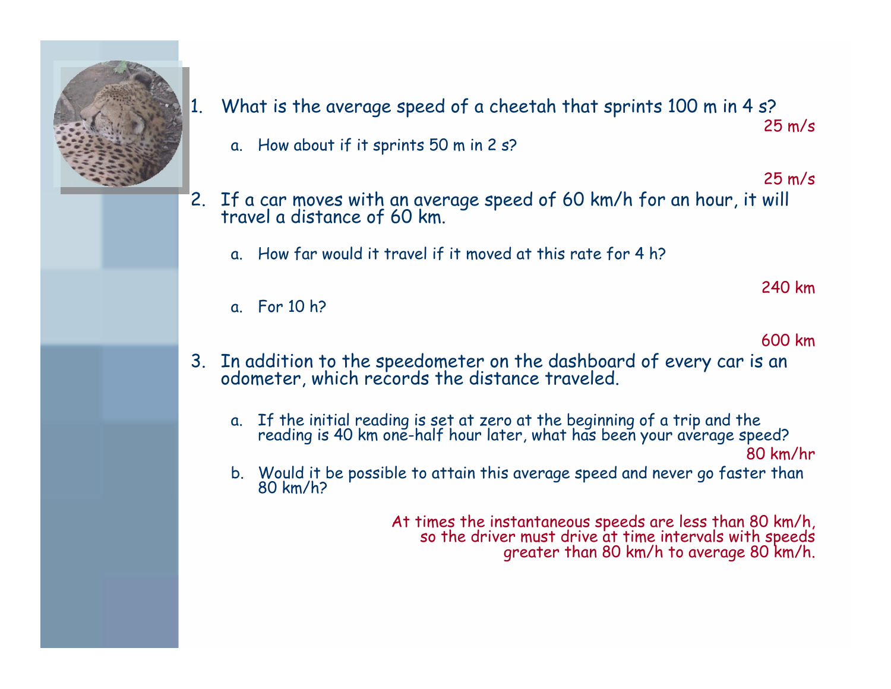1. What is the average speed of a cheetah that sprints 100 m in 4 s?

   25 m/s

   a. How about if it sprints 50 m in 2 s?

   25 m/s

2. If a car moves with an average speed of 60 km/h for an hour, it will travel a distance of 60 km.

   a. How far would it travel if it moved at this rate for 4 h?

   240 km

   a. For 10 h?

   600 km

3. In addition to the speedometer on the dashboard of every car is an odometer, which records the distance traveled.

   a. If the initial reading is set at zero at the beginning of a trip and the reading is 40 km one-half hour later, what has been your average speed?

   80 km/hr

   b. Would it be possible to attain this average speed and never go faster than 80 km/h?

   At times the instantaneous speeds are less than 80 km/h, so the driver must drive at time intervals with speeds greater than 80 km/h to average 80 km/h.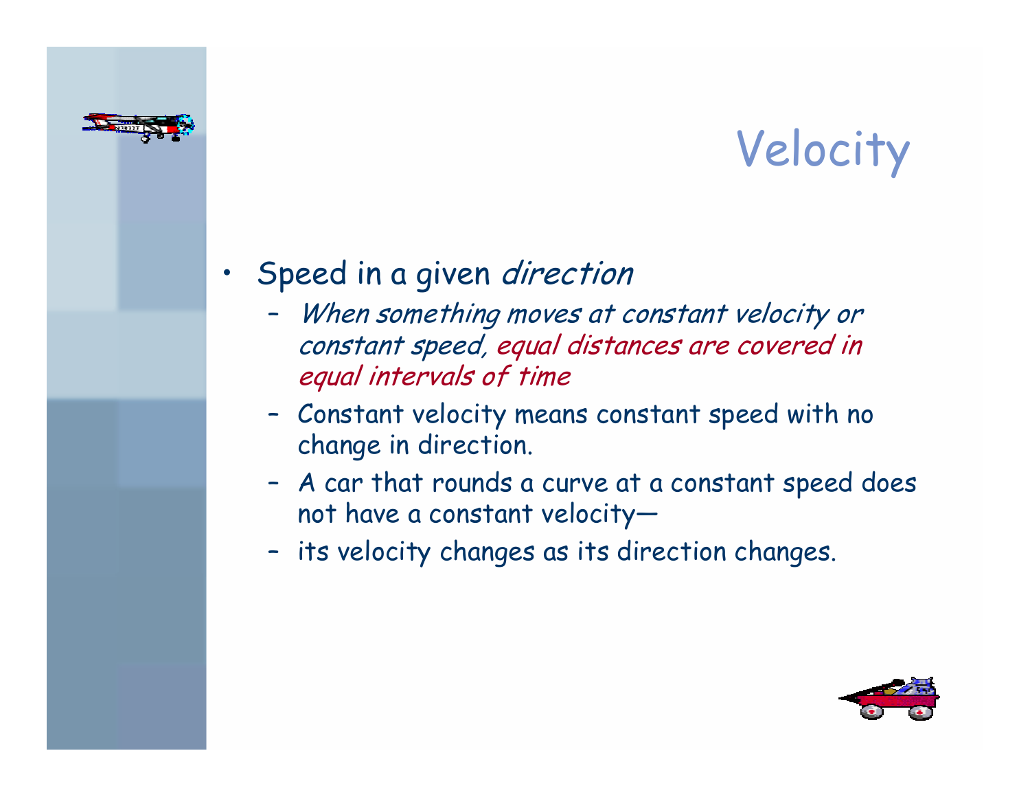# Velocity

- Speed in a given *direction*
  - *When something moves at constant velocity or constant speed, equal distances are covered in equal intervals of time*
  - Constant velocity means constant speed with no change in direction.
  - A car that rounds a curve at a constant speed does not have a constant velocity—
  - its velocity changes as its direction changes.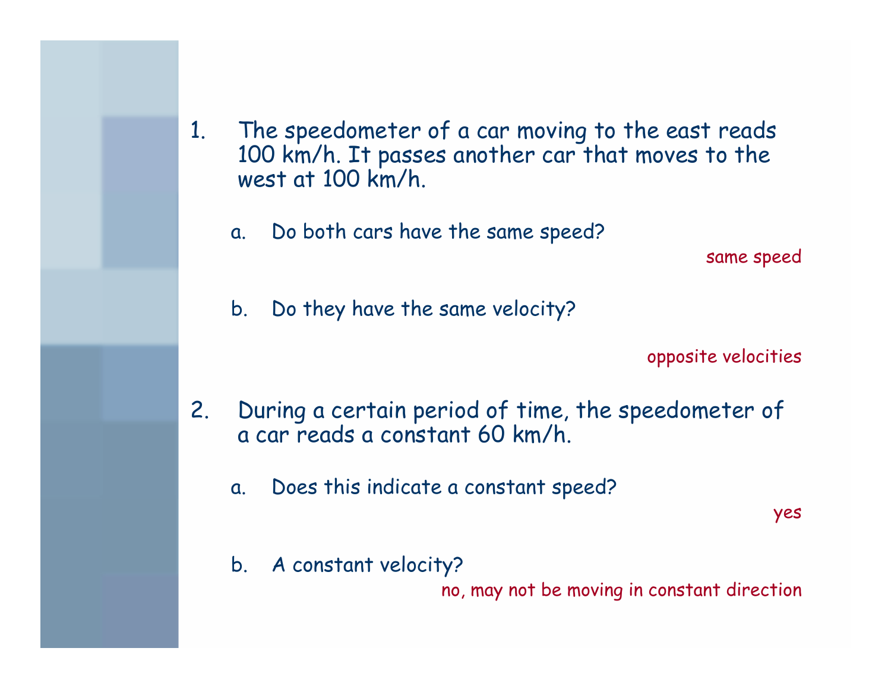1. The speedometer of a car moving to the east reads 100 km/h. It passes another car that moves to the west at 100 km/h.

   a. Do both cars have the same speed?

   same speed

   b. Do they have the same velocity?

   opposite velocities

2. During a certain period of time, the speedometer of a car reads a constant 60 km/h.

   a. Does this indicate a constant speed?

   yes

   b. A constant velocity?

   no, may not be moving in constant direction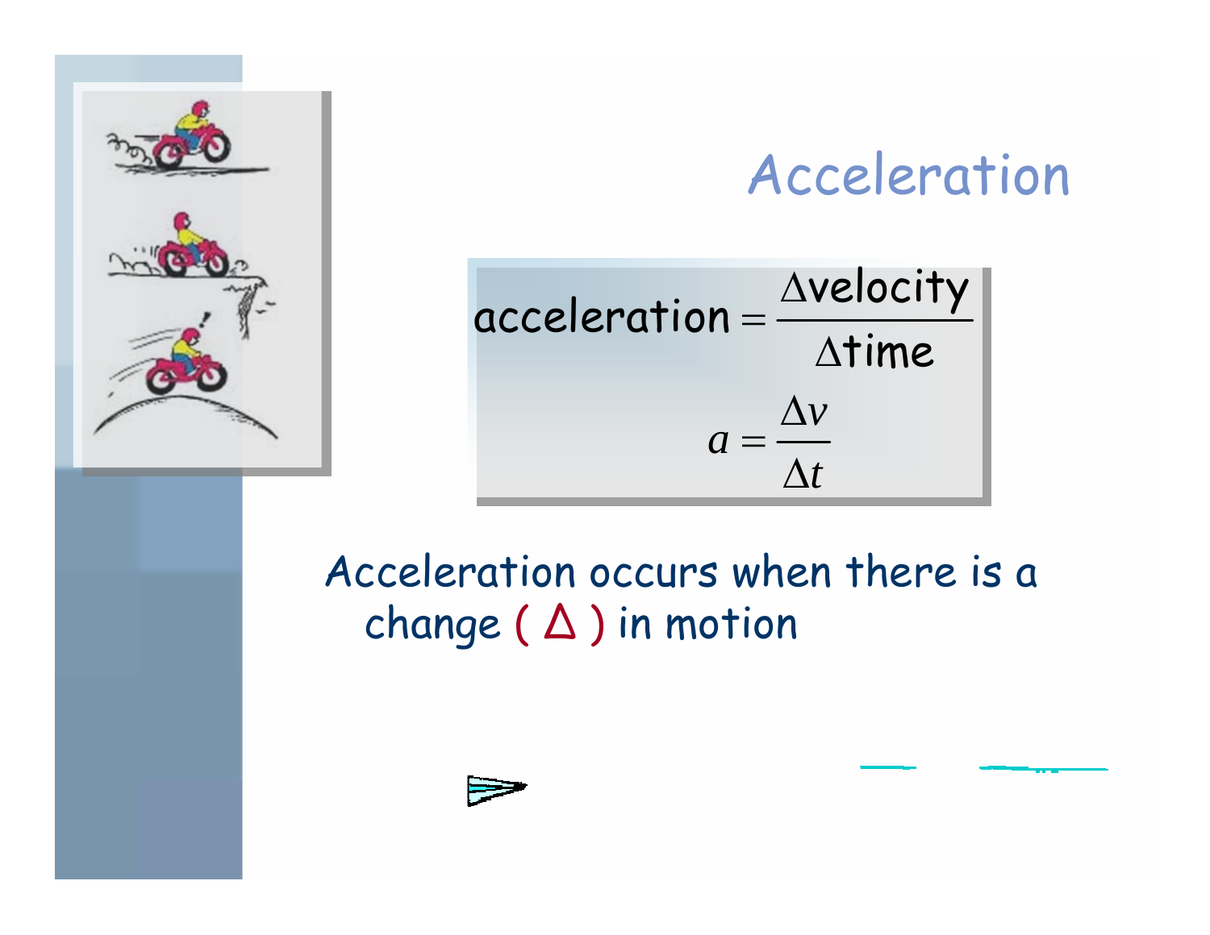# Acceleration

$$acceleration = \frac{\Delta velocity}{\Delta time}$$

$$a = \frac{\Delta v}{\Delta t}$$

Acceleration occurs when there is a change ( Δ ) in motion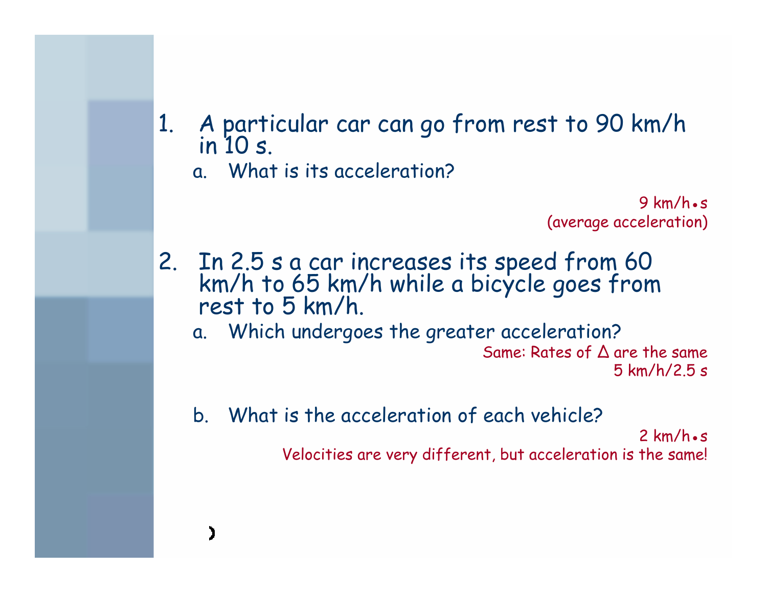1. A particular car can go from rest to 90 km/h in 10 s.
   a. What is its acceleration?

   9 km/h•s
   (average acceleration)

2. In 2.5 s a car increases its speed from 60 km/h to 65 km/h while a bicycle goes from rest to 5 km/h.
   a. Which undergoes the greater acceleration?

   Same: Rates of Δ are the same
   5 km/h/2.5 s

   b. What is the acceleration of each vehicle?

   2 km/h•s
   Velocities are very different, but acceleration is the same!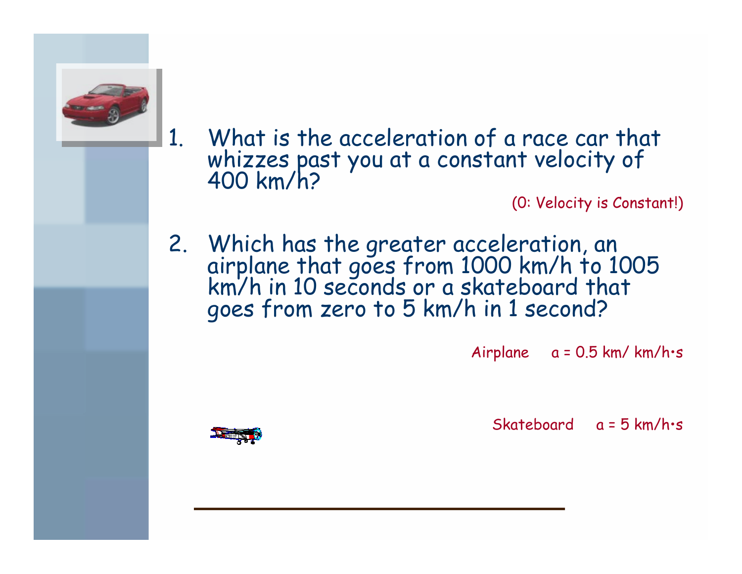1. What is the acceleration of a race car that whizzes past you at a constant velocity of 400 km/h?

(0: Velocity is Constant!)

2. Which has the greater acceleration, an airplane that goes from 1000 km/h to 1005 km/h in 10 seconds or a skateboard that goes from zero to 5 km/h in 1 second?

Airplane $a = 0.5$ km/ km/h•s

Skateboard $a = 5$ km/h•s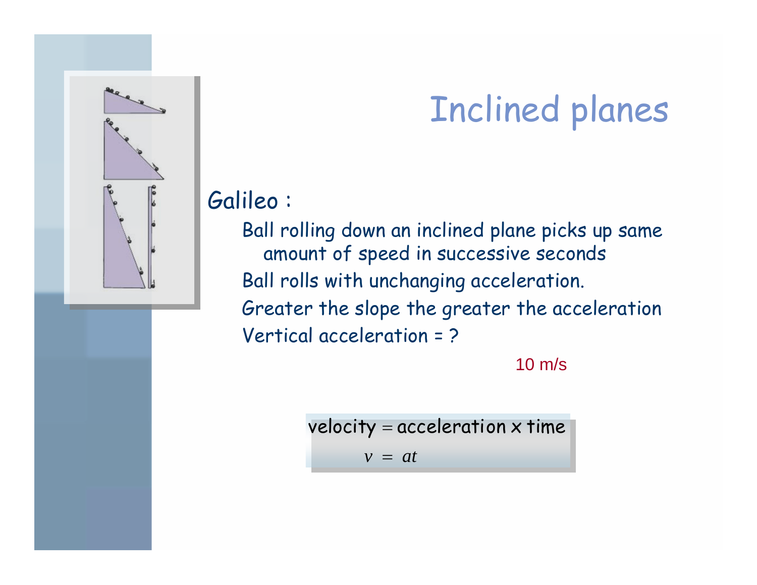# Inclined planes

Galileo :

- Ball rolling down an inclined plane picks up same amount of speed in successive seconds
- Ball rolls with unchanging acceleration.
- Greater the slope the greater the acceleration
- Vertical acceleration = ?

10 m/s

$$\text{velocity} = \text{acceleration x time}$$

$$v = at$$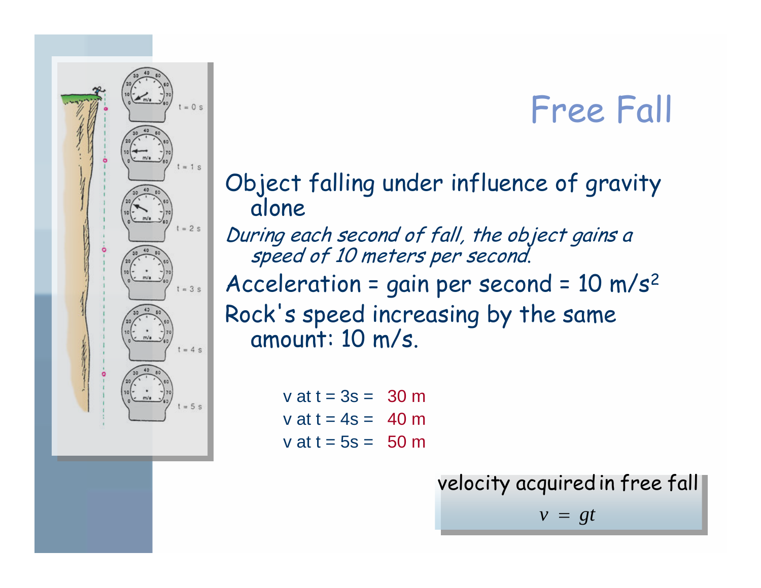# Free Fall

Object falling under influence of gravity alone

*During each second of fall, the object gains a speed of 10 meters per second.*

Acceleration = gain per second = 10 $m/s^2$

Rock's speed increasing by the same amount: 10 m/s.

v at t = 3s = 30 m

v at t = 4s = 40 m

v at t = 5s = 50 m

velocity acquired in free fall

$$v = gt$$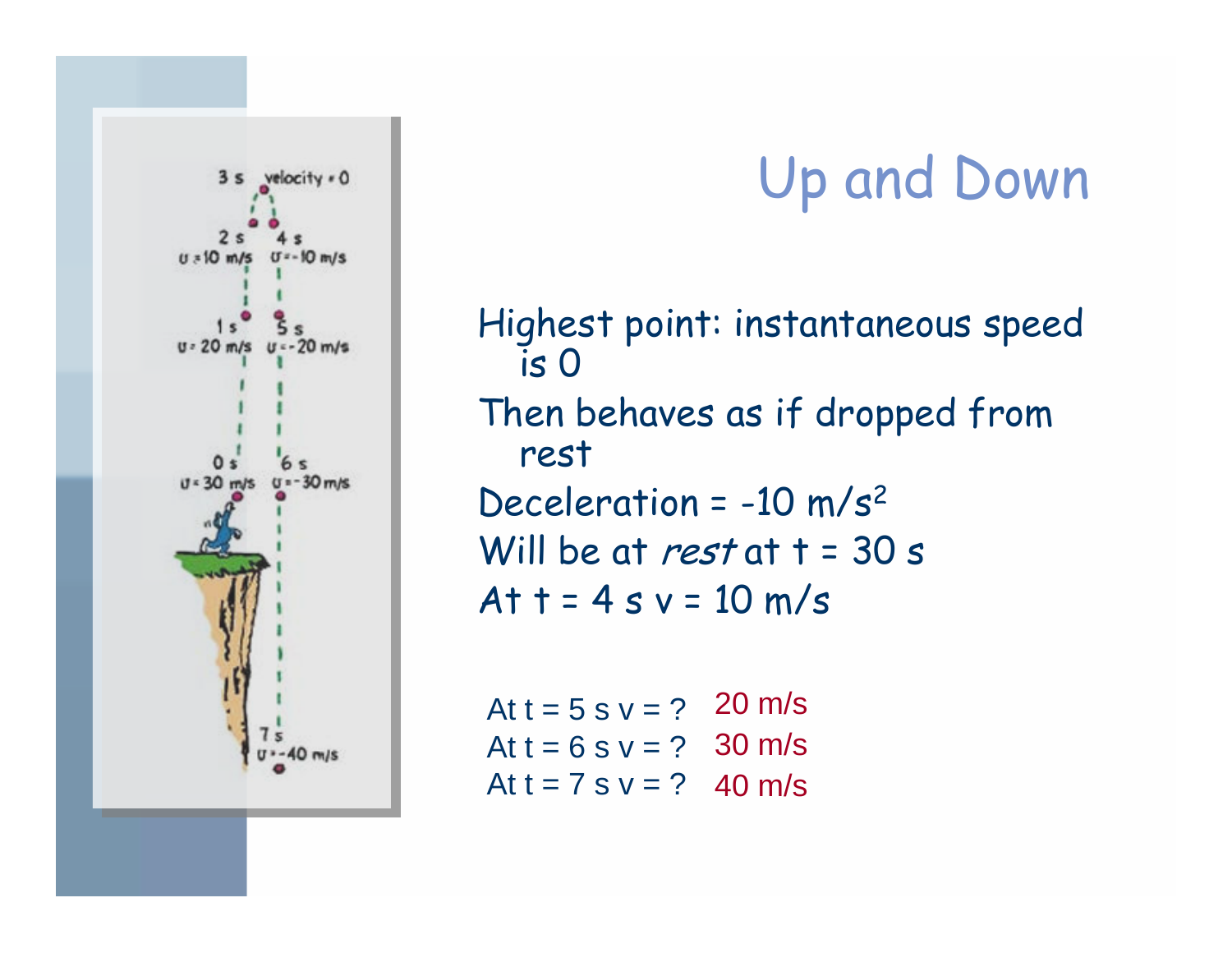# Up and Down

Highest point: instantaneous speed is 0

Then behaves as if dropped from rest

Deceleration = -10 m/s$^2$

Will be at *rest* at t = 30 s

At t = 4 s v = 10 m/s

At t = 5 s v = ? 20 m/s

At t = 6 s v = ? 30 m/s

At t = 7 s v = ? 40 m/s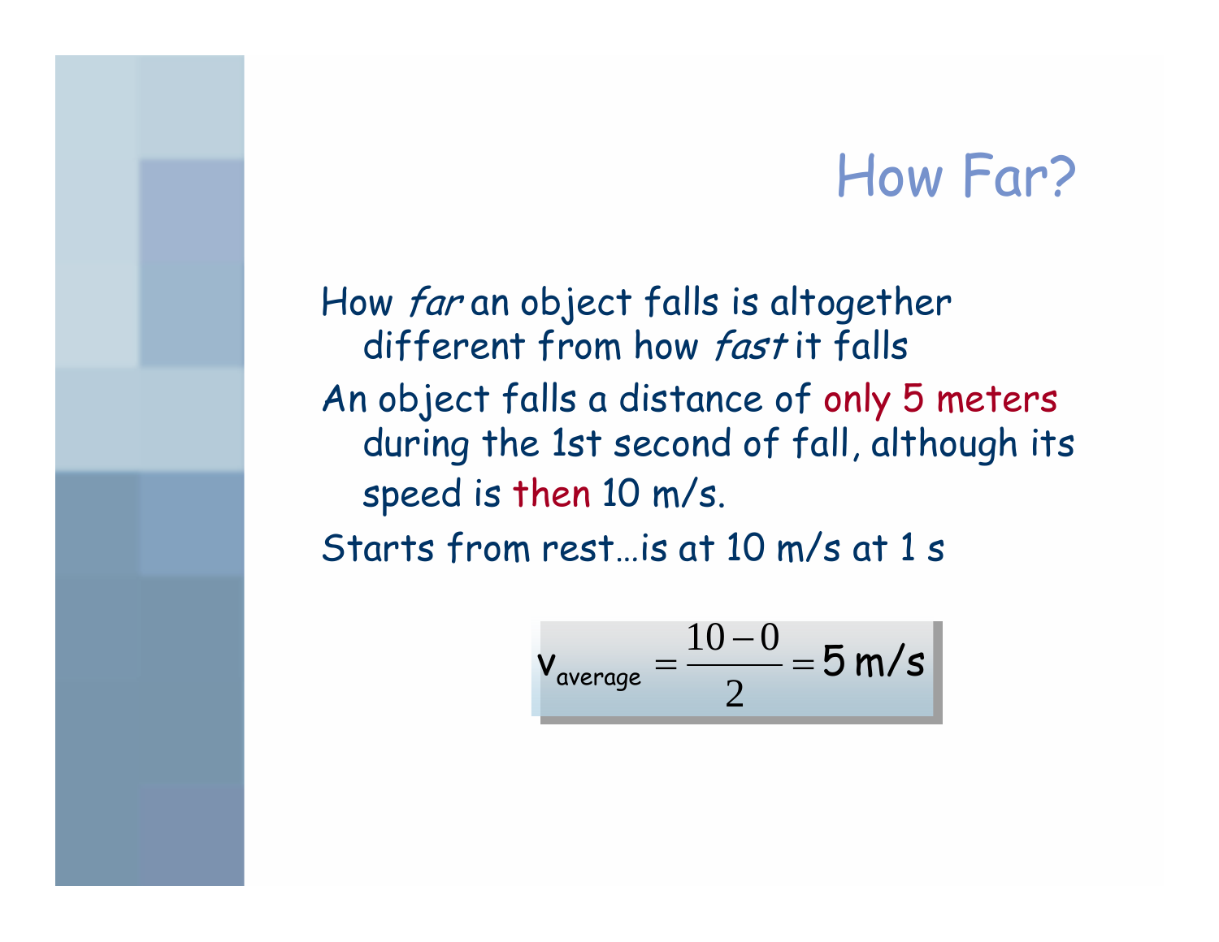# How Far?

How *far* an object falls is altogether different from how *fast* it falls

An object falls a distance of only 5 meters during the 1st second of fall, although its speed is then 10 m/s.

Starts from rest…is at 10 m/s at 1 s

$$v_{average} = \frac{10 - 0}{2} = 5 \text{ m/s}$$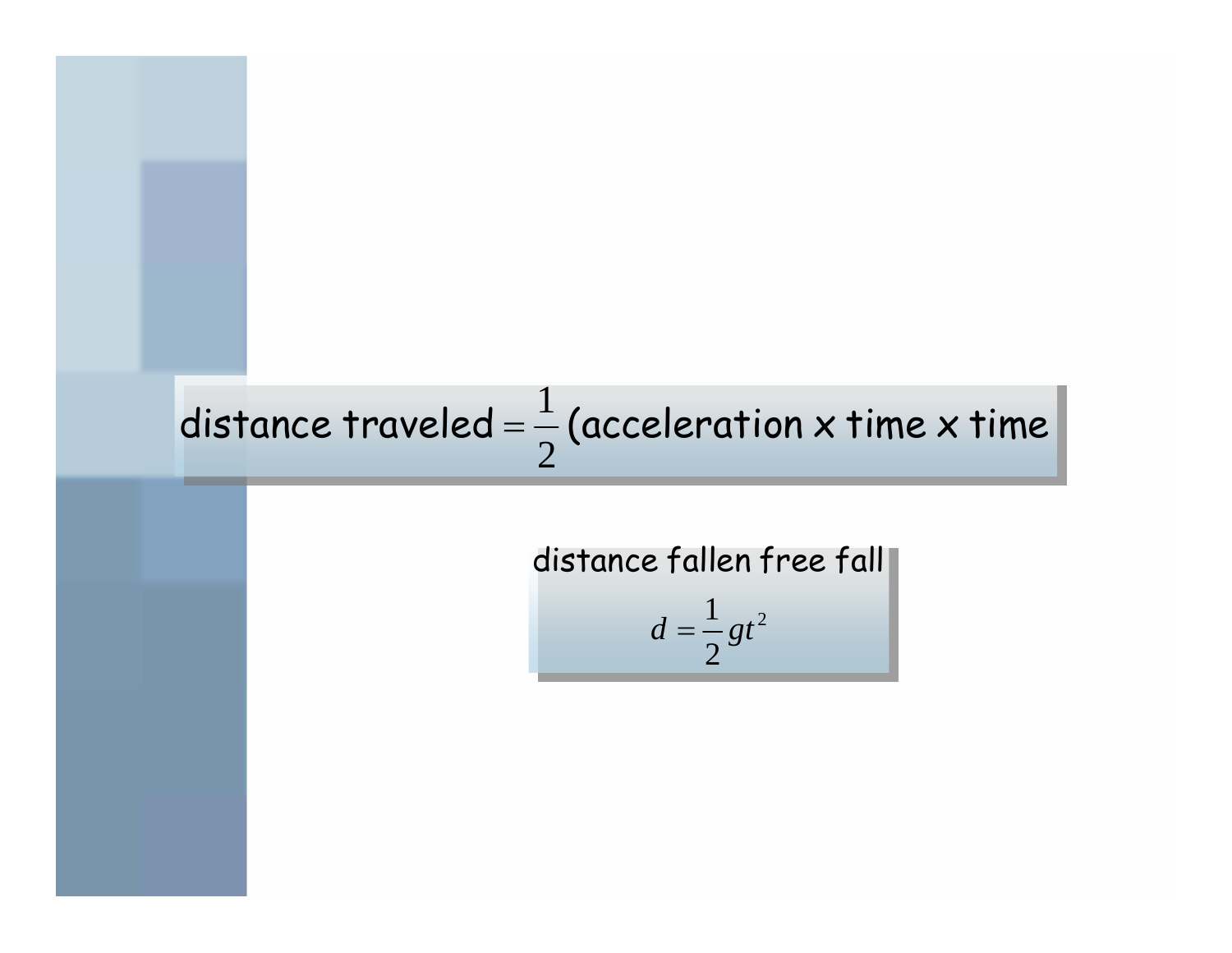$$\text{distance traveled} = \frac{1}{2}(\text{acceleration x time x time}$$

distance fallen free fall

$$d = \frac{1}{2}gt^2$$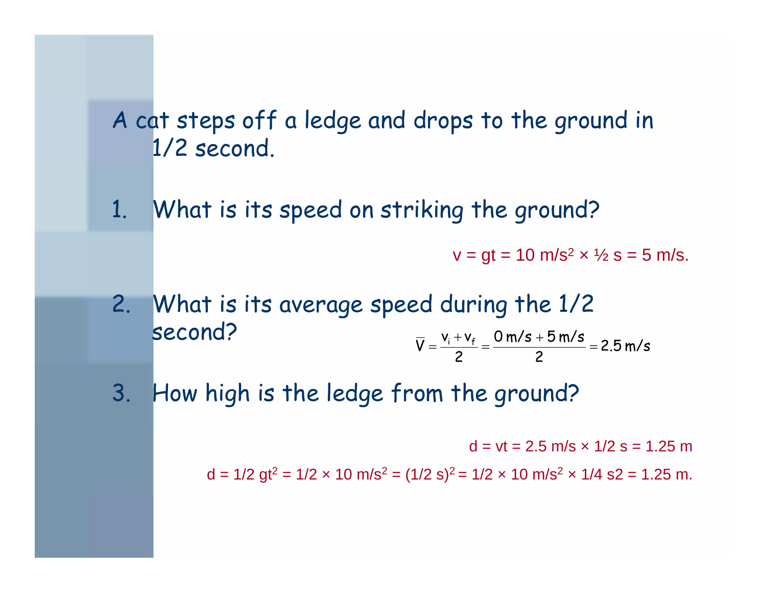A cat steps off a ledge and drops to the ground in 1/2 second.

1. What is its speed on striking the ground?

   $v = gt = 10\ m/s^2 \times ½\ s = 5\ m/s.$

2. What is its average speed during the 1/2 second?

   $$\overline{V} = \frac{v_i + v_f}{2} = \frac{0\ m/s + 5\ m/s}{2} = 2.5\ m/s$$

3. How high is the ledge from the ground?

   $d = vt = 2.5\ m/s \times 1/2\ s = 1.25\ m$

   $d = 1/2\ gt^2 = 1/2 \times 10\ m/s^2 = (1/2\ s)^2 = 1/2 \times 10\ m/s^2 \times 1/4\ s2 = 1.25\ m.$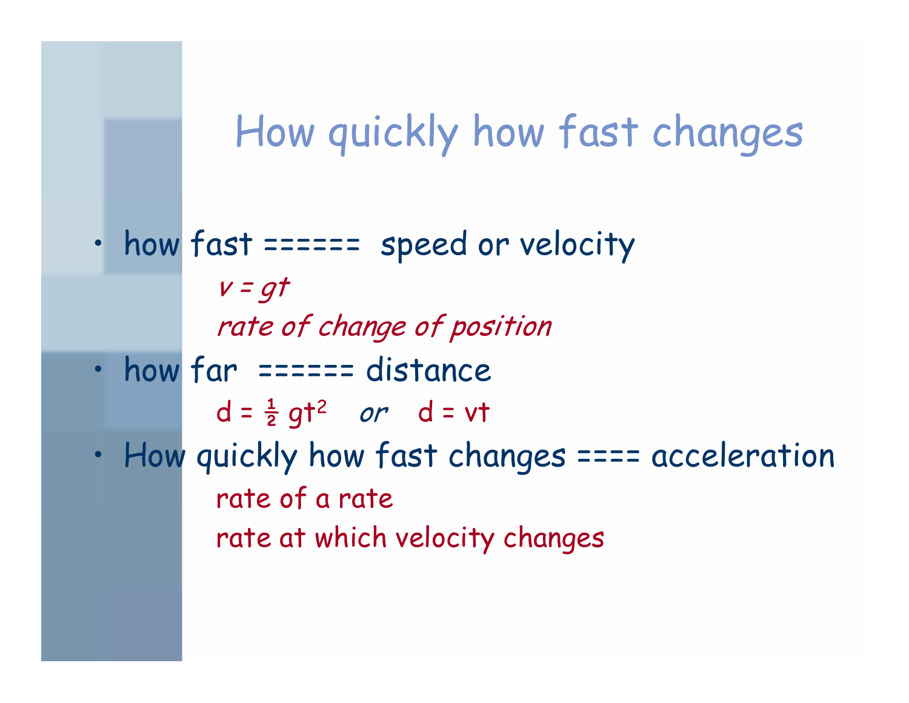# How quickly how fast changes

- how fast ====== speed or velocity
  - *$v = gt$*
  - *rate of change of position*
- how far ====== distance
  - $d = \frac{1}{2} gt^2$ *or* $d = vt$
- How quickly how fast changes ==== acceleration
  - rate of a rate
  - rate at which velocity changes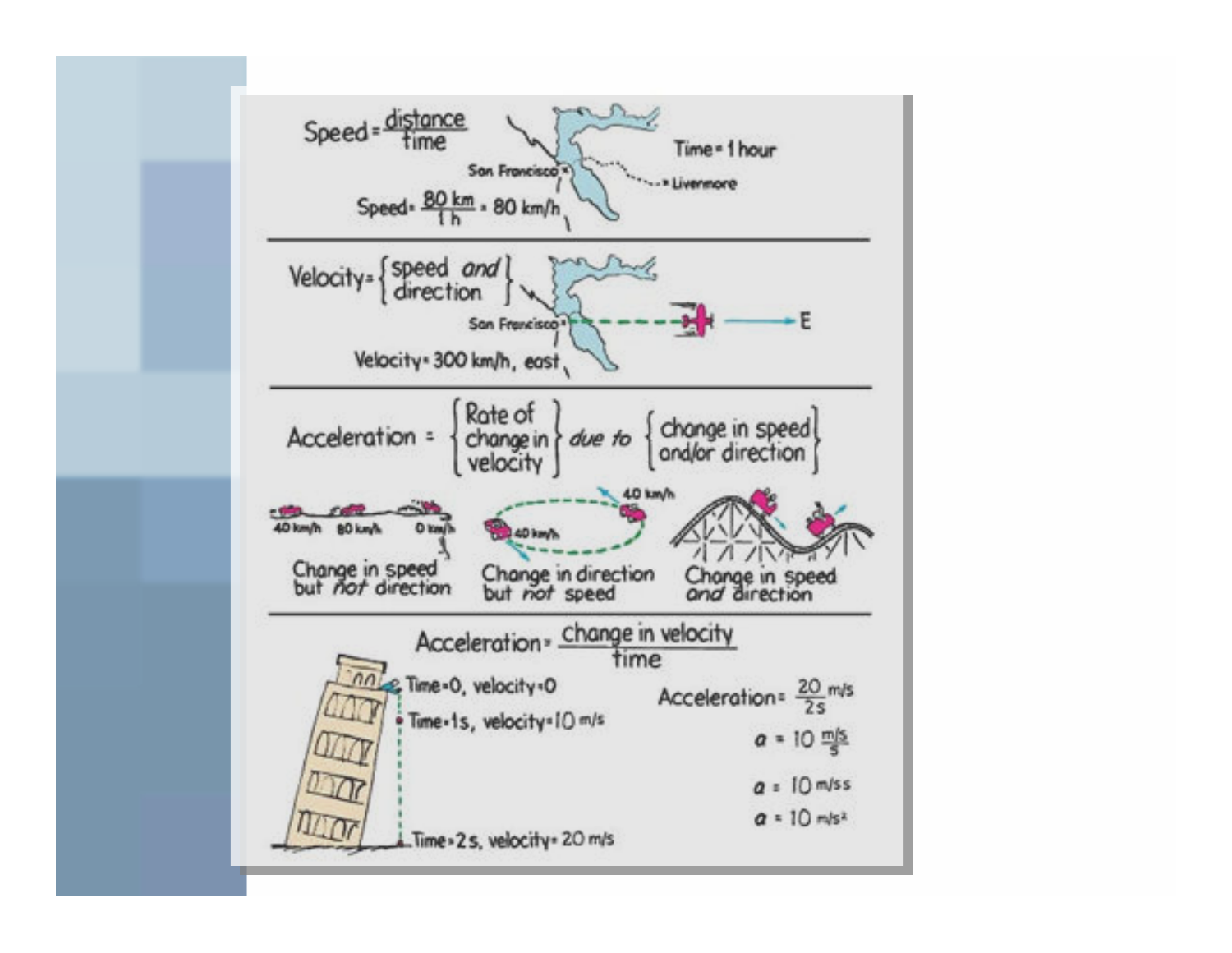Speed = $\frac{\text{distance}}{\text{time}}$

San Francisco — Livermore

Time = 1 hour

Speed = $\frac{80 \text{ km}}{1 \text{ h}}$ = 80 km/h

Velocity = {speed *and* direction}

San Francisco → E

Velocity = 300 km/h, east

Acceleration = {Rate of change in velocity} *due to* {change in speed and/or direction}

40 km/h, 80 km/h, 0 km/h — Change in speed but *not* direction

40 km/h, 40 km/h — Change in direction but *not* speed

Change in speed *and* direction

Acceleration = $\frac{\text{change in velocity}}{\text{time}}$

Time = 0, velocity = 0

Time = 1 s, velocity = 10 m/s

Time = 2 s, velocity = 20 m/s

Acceleration = $\frac{20 \text{ m/s}}{2 \text{ s}}$

$a = 10 \frac{\text{m/s}}{\text{s}}$

$a = 10$ m/ss

$a = 10$ m/s$^2$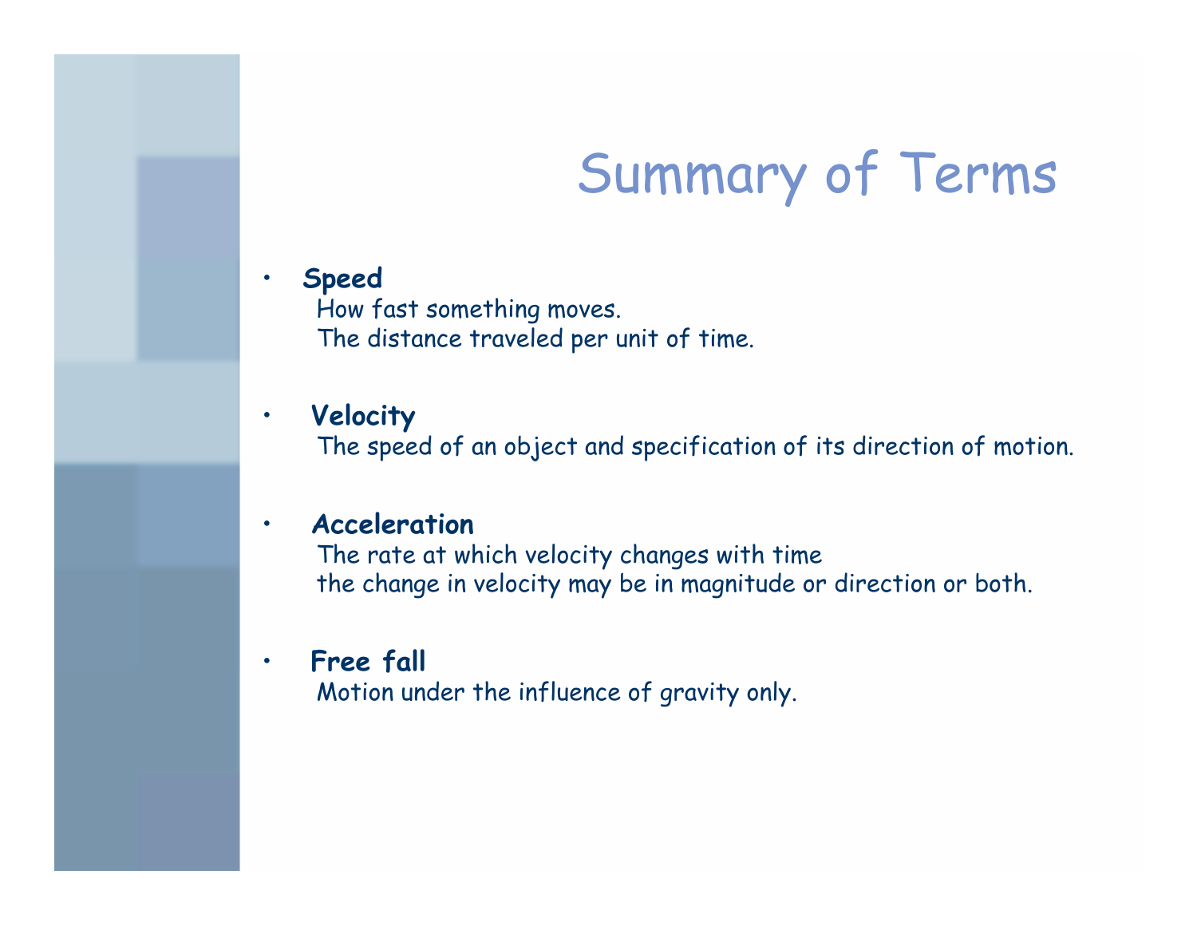# Summary of Terms

- **Speed**
  How fast something moves.
  The distance traveled per unit of time.

- **Velocity**
  The speed of an object and specification of its direction of motion.

- **Acceleration**
  The rate at which velocity changes with time
  the change in velocity may be in magnitude or direction or both.

- **Free fall**
  Motion under the influence of gravity only.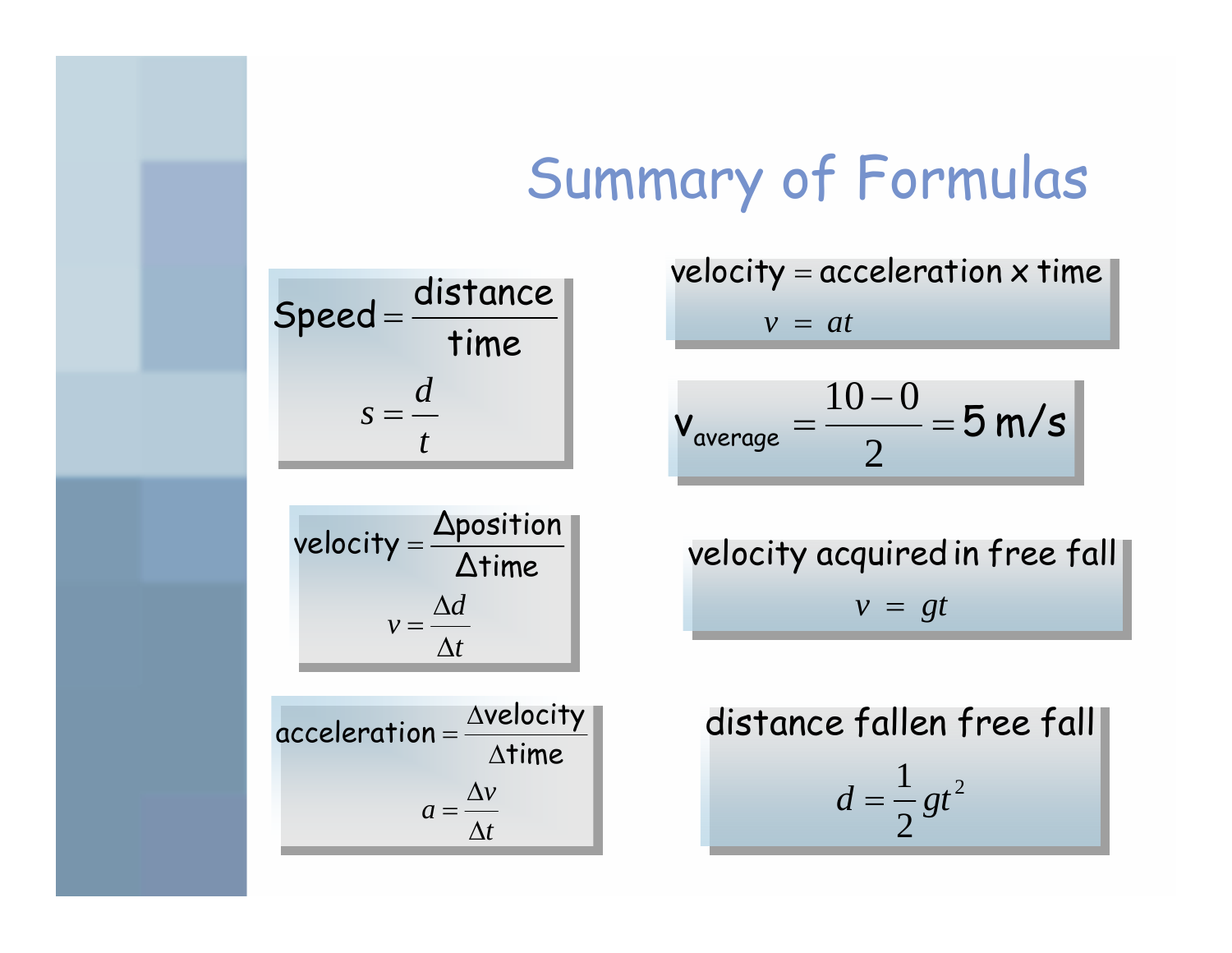# Summary of Formulas

$$\text{Speed} = \frac{\text{distance}}{\text{time}}$$

$$s = \frac{d}{t}$$

$$\text{velocity} = \frac{\Delta\text{position}}{\Delta\text{time}}$$

$$v = \frac{\Delta d}{\Delta t}$$

$$\text{acceleration} = \frac{\Delta\text{velocity}}{\Delta\text{time}}$$

$$a = \frac{\Delta v}{\Delta t}$$

$$\text{velocity} = \text{acceleration x time}$$

$$v = at$$

$$v_{average} = \frac{10-0}{2} = 5\ \text{m/s}$$

velocity acquired in free fall

$$v = gt$$

distance fallen free fall

$$d = \frac{1}{2}gt^2$$